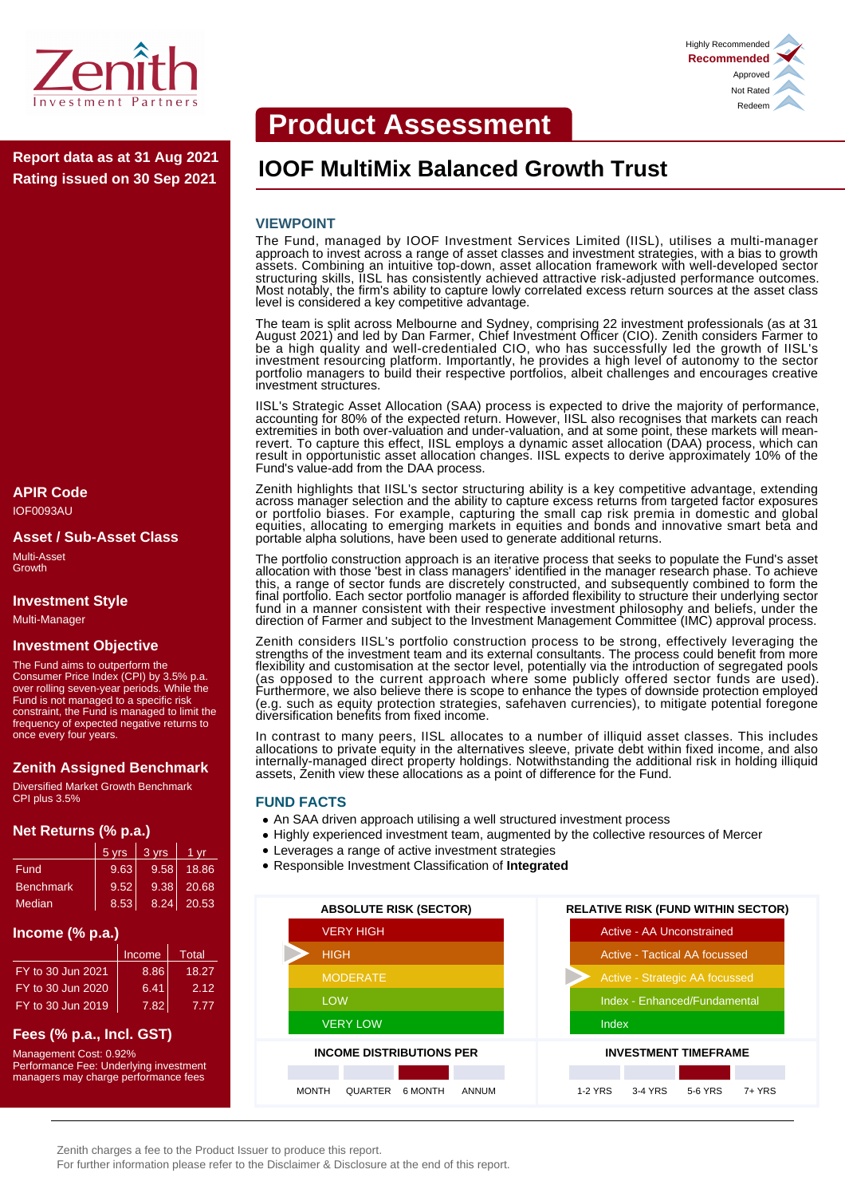# Product Assessment

Highly Recommended
**Recommended**
Approved
Not Rated
Redeem

**Report data as at 31 Aug 2021**
**Rating issued on 30 Sep 2021**

## IOOF MultiMix Balanced Growth Trust

### VIEWPOINT

The Fund, managed by IOOF Investment Services Limited (IISL), utilises a multi-manager approach to invest across a range of asset classes and investment strategies, with a bias to growth assets. Combining an intuitive top-down, asset allocation framework with well-developed sector structuring skills, IISL has consistently achieved attractive risk-adjusted performance outcomes. Most notably, the firm's ability to capture lowly correlated excess return sources at the asset class level is considered a key competitive advantage.

The team is split across Melbourne and Sydney, comprising 22 investment professionals (as at 31 August 2021) and led by Dan Farmer, Chief Investment Officer (CIO). Zenith considers Farmer to be a high quality and well-credentialed CIO, who has successfully led the growth of IISL's investment resourcing platform. Importantly, he provides a high level of autonomy to the sector portfolio managers to build their respective portfolios, albeit challenges and encourages creative investment structures.

IISL's Strategic Asset Allocation (SAA) process is expected to drive the majority of performance, accounting for 80% of the expected return. However, IISL also recognises that markets can reach extremities in both over-valuation and under-valuation, and at some point, these markets will mean-revert. To capture this effect, IISL employs a dynamic asset allocation (DAA) process, which can result in opportunistic asset allocation changes. IISL expects to derive approximately 10% of the Fund's value-add from the DAA process.

Zenith highlights that IISL's sector structuring ability is a key competitive advantage, extending across manager selection and the ability to capture excess returns from targeted factor exposures or portfolio biases. For example, capturing the small cap risk premia in domestic and global equities, allocating to emerging markets in equities and bonds and innovative smart beta and portable alpha solutions, have been used to generate additional returns.

The portfolio construction approach is an iterative process that seeks to populate the Fund's asset allocation with those 'best in class managers' identified in the manager research phase. To achieve this, a range of sector funds are discretely constructed, and subsequently combined to form the final portfolio. Each sector portfolio manager is afforded flexibility to structure their underlying sector fund in a manner consistent with their respective investment philosophy and beliefs, under the direction of Farmer and subject to the Investment Management Committee (IMC) approval process.

Zenith considers IISL's portfolio construction process to be strong, effectively leveraging the strengths of the investment team and its external consultants. The process could benefit from more flexibility and customisation at the sector level, potentially via the introduction of segregated pools (as opposed to the current approach where some publicly offered sector funds are used). Furthermore, we also believe there is scope to enhance the types of downside protection employed (e.g. such as equity protection strategies, safehaven currencies), to mitigate potential foregone diversification benefits from fixed income.

In contrast to many peers, IISL allocates to a number of illiquid asset classes. This includes allocations to private equity in the alternatives sleeve, private debt within fixed income, and also internally-managed direct property holdings. Notwithstanding the additional risk in holding illiquid assets, Zenith view these allocations as a point of difference for the Fund.

### FUND FACTS

- An SAA driven approach utilising a well structured investment process
- Highly experienced investment team, augmented by the collective resources of Mercer
- Leverages a range of active investment strategies
- Responsible Investment Classification of **Integrated**

| ABSOLUTE RISK (SECTOR) | RELATIVE RISK (FUND WITHIN SECTOR) |
|---|---|
| VERY HIGH | Active - AA Unconstrained |
| ▶ HIGH | Active - Tactical AA focussed |
| MODERATE | ▶ Active - Strategic AA focussed |
| LOW | Index - Enhanced/Fundamental |
| VERY LOW | Index |

| INCOME DISTRIBUTIONS PER | INVESTMENT TIMEFRAME |
|---|---|
| MONTH / QUARTER / **6 MONTH** / ANNUM | 1-2 YRS / 3-4 YRS / 5-6 YRS / 7+ YRS |

### APIR Code

IOF0093AU

### Asset / Sub-Asset Class

Multi-Asset
Growth

### Investment Style

Multi-Manager

### Investment Objective

The Fund aims to outperform the Consumer Price Index (CPI) by 3.5% p.a. over rolling seven-year periods. While the Fund is not managed to a specific risk constraint, the Fund is managed to limit the frequency of expected negative returns to once every four years.

### Zenith Assigned Benchmark

Diversified Market Growth Benchmark
CPI plus 3.5%

### Net Returns (% p.a.)

| | 5 yrs | 3 yrs | 1 yr |
|---|---|---|---|
| Fund | 9.63 | 9.58 | 18.86 |
| Benchmark | 9.52 | 9.38 | 20.68 |
| Median | 8.53 | 8.24 | 20.53 |

### Income (% p.a.)

| | Income | Total |
|---|---|---|
| FY to 30 Jun 2021 | 8.86 | 18.27 |
| FY to 30 Jun 2020 | 6.41 | 2.12 |
| FY to 30 Jun 2019 | 7.82 | 7.77 |

### Fees (% p.a., Incl. GST)

Management Cost: 0.92%
Performance Fee: Underlying investment managers may charge performance fees

Zenith charges a fee to the Product Issuer to produce this report.
For further information please refer to the Disclaimer & Disclosure at the end of this report.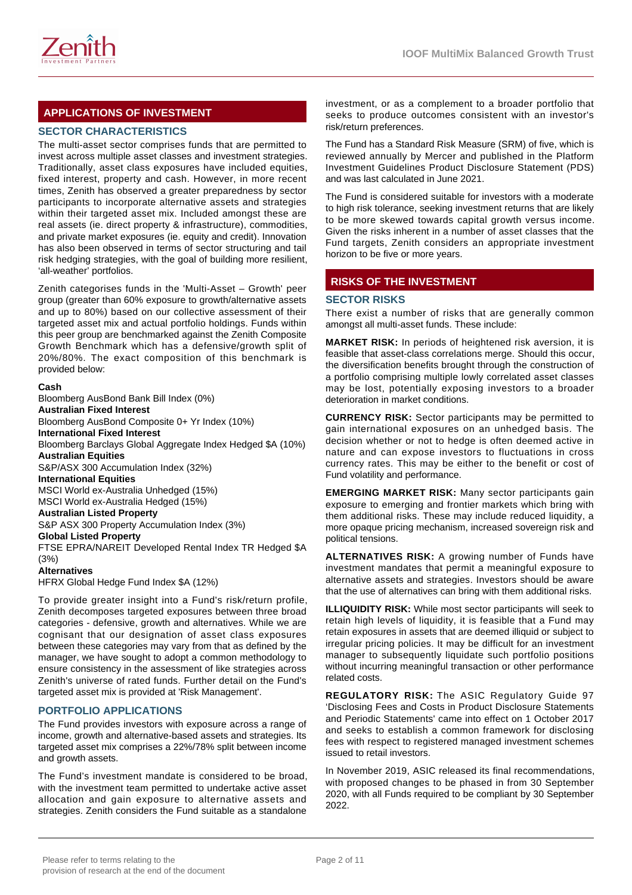## APPLICATIONS OF INVESTMENT

### SECTOR CHARACTERISTICS

The multi-asset sector comprises funds that are permitted to invest across multiple asset classes and investment strategies. Traditionally, asset class exposures have included equities, fixed interest, property and cash. However, in more recent times, Zenith has observed a greater preparedness by sector participants to incorporate alternative assets and strategies within their targeted asset mix. Included amongst these are real assets (ie. direct property & infrastructure), commodities, and private market exposures (ie. equity and credit). Innovation has also been observed in terms of sector structuring and tail risk hedging strategies, with the goal of building more resilient, 'all-weather' portfolios.

Zenith categorises funds in the 'Multi-Asset – Growth' peer group (greater than 60% exposure to growth/alternative assets and up to 80%) based on our collective assessment of their targeted asset mix and actual portfolio holdings. Funds within this peer group are benchmarked against the Zenith Composite Growth Benchmark which has a defensive/growth split of 20%/80%. The exact composition of this benchmark is provided below:

**Cash**
Bloomberg AusBond Bank Bill Index (0%)
**Australian Fixed Interest**
Bloomberg AusBond Composite 0+ Yr Index (10%)
**International Fixed Interest**
Bloomberg Barclays Global Aggregate Index Hedged $A (10%)
**Australian Equities**
S&P/ASX 300 Accumulation Index (32%)
**International Equities**
MSCI World ex-Australia Unhedged (15%)
MSCI World ex-Australia Hedged (15%)
**Australian Listed Property**
S&P ASX 300 Property Accumulation Index (3%)
**Global Listed Property**
FTSE EPRA/NAREIT Developed Rental Index TR Hedged $A (3%)
**Alternatives**
HFRX Global Hedge Fund Index $A (12%)

To provide greater insight into a Fund's risk/return profile, Zenith decomposes targeted exposures between three broad categories - defensive, growth and alternatives. While we are cognisant that our designation of asset class exposures between these categories may vary from that as defined by the manager, we have sought to adopt a common methodology to ensure consistency in the assessment of like strategies across Zenith's universe of rated funds. Further detail on the Fund's targeted asset mix is provided at 'Risk Management'.

### PORTFOLIO APPLICATIONS

The Fund provides investors with exposure across a range of income, growth and alternative-based assets and strategies. Its targeted asset mix comprises a 22%/78% split between income and growth assets.

The Fund's investment mandate is considered to be broad, with the investment team permitted to undertake active asset allocation and gain exposure to alternative assets and strategies. Zenith considers the Fund suitable as a standalone investment, or as a complement to a broader portfolio that seeks to produce outcomes consistent with an investor's risk/return preferences.

The Fund has a Standard Risk Measure (SRM) of five, which is reviewed annually by Mercer and published in the Platform Investment Guidelines Product Disclosure Statement (PDS) and was last calculated in June 2021.

The Fund is considered suitable for investors with a moderate to high risk tolerance, seeking investment returns that are likely to be more skewed towards capital growth versus income. Given the risks inherent in a number of asset classes that the Fund targets, Zenith considers an appropriate investment horizon to be five or more years.

## RISKS OF THE INVESTMENT

### SECTOR RISKS

There exist a number of risks that are generally common amongst all multi-asset funds. These include:

**MARKET RISK:** In periods of heightened risk aversion, it is feasible that asset-class correlations merge. Should this occur, the diversification benefits brought through the construction of a portfolio comprising multiple lowly correlated asset classes may be lost, potentially exposing investors to a broader deterioration in market conditions.

**CURRENCY RISK:** Sector participants may be permitted to gain international exposures on an unhedged basis. The decision whether or not to hedge is often deemed active in nature and can expose investors to fluctuations in cross currency rates. This may be either to the benefit or cost of Fund volatility and performance.

**EMERGING MARKET RISK:** Many sector participants gain exposure to emerging and frontier markets which bring with them additional risks. These may include reduced liquidity, a more opaque pricing mechanism, increased sovereign risk and political tensions.

**ALTERNATIVES RISK:** A growing number of Funds have investment mandates that permit a meaningful exposure to alternative assets and strategies. Investors should be aware that the use of alternatives can bring with them additional risks.

**ILLIQUIDITY RISK:** While most sector participants will seek to retain high levels of liquidity, it is feasible that a Fund may retain exposures in assets that are deemed illiquid or subject to irregular pricing policies. It may be difficult for an investment manager to subsequently liquidate such portfolio positions without incurring meaningful transaction or other performance related costs.

**REGULATORY RISK:** The ASIC Regulatory Guide 97 'Disclosing Fees and Costs in Product Disclosure Statements and Periodic Statements' came into effect on 1 October 2017 and seeks to establish a common framework for disclosing fees with respect to registered managed investment schemes issued to retail investors.

In November 2019, ASIC released its final recommendations, with proposed changes to be phased in from 30 September 2020, with all Funds required to be compliant by 30 September 2022.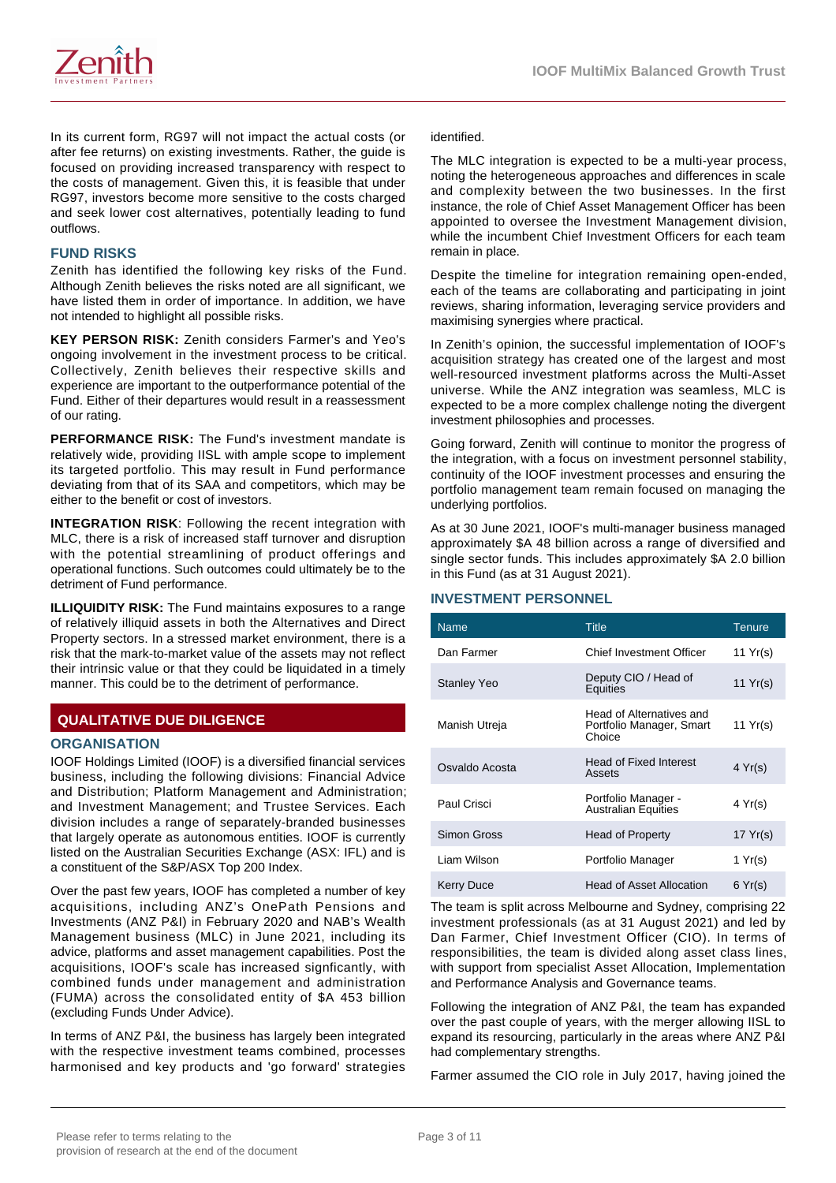In its current form, RG97 will not impact the actual costs (or after fee returns) on existing investments. Rather, the guide is focused on providing increased transparency with respect to the costs of management. Given this, it is feasible that under RG97, investors become more sensitive to the costs charged and seek lower cost alternatives, potentially leading to fund outflows.

### FUND RISKS

Zenith has identified the following key risks of the Fund. Although Zenith believes the risks noted are all significant, we have listed them in order of importance. In addition, we have not intended to highlight all possible risks.

**KEY PERSON RISK:** Zenith considers Farmer's and Yeo's ongoing involvement in the investment process to be critical. Collectively, Zenith believes their respective skills and experience are important to the outperformance potential of the Fund. Either of their departures would result in a reassessment of our rating.

**PERFORMANCE RISK:** The Fund's investment mandate is relatively wide, providing IISL with ample scope to implement its targeted portfolio. This may result in Fund performance deviating from that of its SAA and competitors, which may be either to the benefit or cost of investors.

**INTEGRATION RISK**: Following the recent integration with MLC, there is a risk of increased staff turnover and disruption with the potential streamlining of product offerings and operational functions. Such outcomes could ultimately be to the detriment of Fund performance.

**ILLIQUIDITY RISK:** The Fund maintains exposures to a range of relatively illiquid assets in both the Alternatives and Direct Property sectors. In a stressed market environment, there is a risk that the mark-to-market value of the assets may not reflect their intrinsic value or that they could be liquidated in a timely manner. This could be to the detriment of performance.

## QUALITATIVE DUE DILIGENCE

### ORGANISATION

IOOF Holdings Limited (IOOF) is a diversified financial services business, including the following divisions: Financial Advice and Distribution; Platform Management and Administration; and Investment Management; and Trustee Services. Each division includes a range of separately-branded businesses that largely operate as autonomous entities. IOOF is currently listed on the Australian Securities Exchange (ASX: IFL) and is a constituent of the S&P/ASX Top 200 Index.

Over the past few years, IOOF has completed a number of key acquisitions, including ANZ's OnePath Pensions and Investments (ANZ P&I) in February 2020 and NAB's Wealth Management business (MLC) in June 2021, including its advice, platforms and asset management capabilities. Post the acquisitions, IOOF's scale has increased signficantly, with combined funds under management and administration (FUMA) across the consolidated entity of $A 453 billion (excluding Funds Under Advice).

In terms of ANZ P&I, the business has largely been integrated with the respective investment teams combined, processes harmonised and key products and 'go forward' strategies identified.

The MLC integration is expected to be a multi-year process, noting the heterogeneous approaches and differences in scale and complexity between the two businesses. In the first instance, the role of Chief Asset Management Officer has been appointed to oversee the Investment Management division, while the incumbent Chief Investment Officers for each team remain in place.

Despite the timeline for integration remaining open-ended, each of the teams are collaborating and participating in joint reviews, sharing information, leveraging service providers and maximising synergies where practical.

In Zenith's opinion, the successful implementation of IOOF's acquisition strategy has created one of the largest and most well-resourced investment platforms across the Multi-Asset universe. While the ANZ integration was seamless, MLC is expected to be a more complex challenge noting the divergent investment philosophies and processes.

Going forward, Zenith will continue to monitor the progress of the integration, with a focus on investment personnel stability, continuity of the IOOF investment processes and ensuring the portfolio management team remain focused on managing the underlying portfolios.

As at 30 June 2021, IOOF's multi-manager business managed approximately $A 48 billion across a range of diversified and single sector funds. This includes approximately $A 2.0 billion in this Fund (as at 31 August 2021).

### INVESTMENT PERSONNEL

| Name | Title | Tenure |
|---|---|---|
| Dan Farmer | Chief Investment Officer | 11 Yr(s) |
| Stanley Yeo | Deputy CIO / Head of Equities | 11 Yr(s) |
| Manish Utreja | Head of Alternatives and Portfolio Manager, Smart Choice | 11 Yr(s) |
| Osvaldo Acosta | Head of Fixed Interest Assets | 4 Yr(s) |
| Paul Crisci | Portfolio Manager - Australian Equities | 4 Yr(s) |
| Simon Gross | Head of Property | 17 Yr(s) |
| Liam Wilson | Portfolio Manager | 1 Yr(s) |
| Kerry Duce | Head of Asset Allocation | 6 Yr(s) |

The team is split across Melbourne and Sydney, comprising 22 investment professionals (as at 31 August 2021) and led by Dan Farmer, Chief Investment Officer (CIO). In terms of responsibilities, the team is divided along asset class lines, with support from specialist Asset Allocation, Implementation and Performance Analysis and Governance teams.

Following the integration of ANZ P&I, the team has expanded over the past couple of years, with the merger allowing IISL to expand its resourcing, particularly in the areas where ANZ P&I had complementary strengths.

Farmer assumed the CIO role in July 2017, having joined the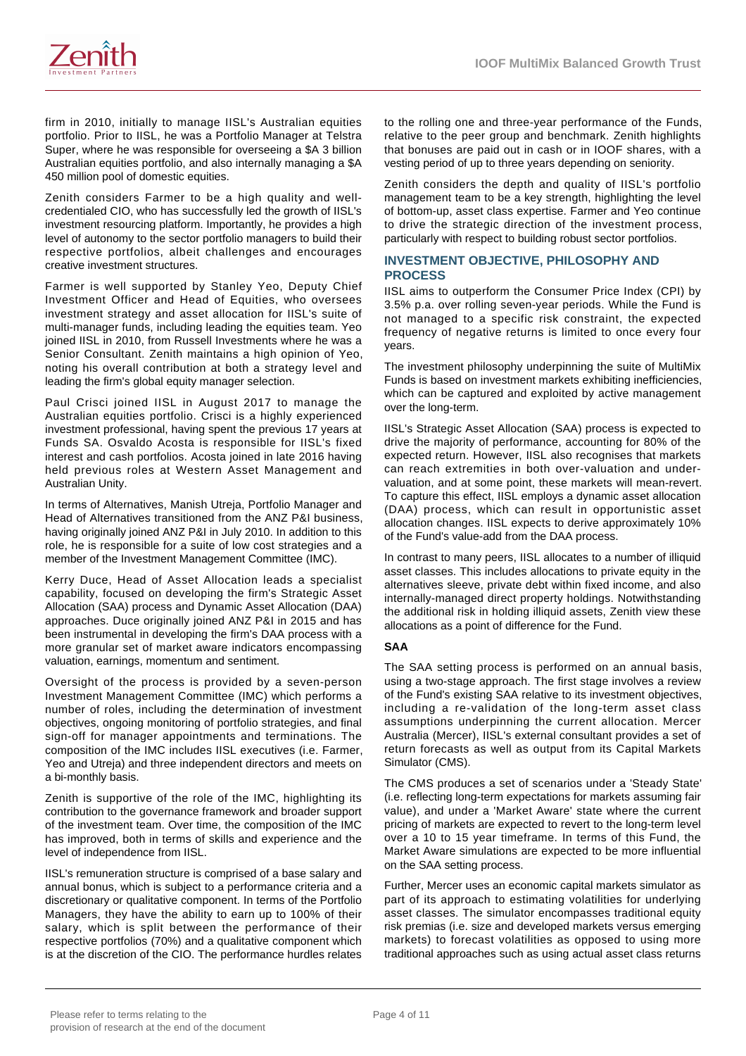firm in 2010, initially to manage IISL's Australian equities portfolio. Prior to IISL, he was a Portfolio Manager at Telstra Super, where he was responsible for overseeing a $A 3 billion Australian equities portfolio, and also internally managing a $A 450 million pool of domestic equities.

Zenith considers Farmer to be a high quality and well-credentialed CIO, who has successfully led the growth of IISL's investment resourcing platform. Importantly, he provides a high level of autonomy to the sector portfolio managers to build their respective portfolios, albeit challenges and encourages creative investment structures.

Farmer is well supported by Stanley Yeo, Deputy Chief Investment Officer and Head of Equities, who oversees investment strategy and asset allocation for IISL's suite of multi-manager funds, including leading the equities team. Yeo joined IISL in 2010, from Russell Investments where he was a Senior Consultant. Zenith maintains a high opinion of Yeo, noting his overall contribution at both a strategy level and leading the firm's global equity manager selection.

Paul Crisci joined IISL in August 2017 to manage the Australian equities portfolio. Crisci is a highly experienced investment professional, having spent the previous 17 years at Funds SA. Osvaldo Acosta is responsible for IISL's fixed interest and cash portfolios. Acosta joined in late 2016 having held previous roles at Western Asset Management and Australian Unity.

In terms of Alternatives, Manish Utreja, Portfolio Manager and Head of Alternatives transitioned from the ANZ P&I business, having originally joined ANZ P&I in July 2010. In addition to this role, he is responsible for a suite of low cost strategies and a member of the Investment Management Committee (IMC).

Kerry Duce, Head of Asset Allocation leads a specialist capability, focused on developing the firm's Strategic Asset Allocation (SAA) process and Dynamic Asset Allocation (DAA) approaches. Duce originally joined ANZ P&I in 2015 and has been instrumental in developing the firm's DAA process with a more granular set of market aware indicators encompassing valuation, earnings, momentum and sentiment.

Oversight of the process is provided by a seven-person Investment Management Committee (IMC) which performs a number of roles, including the determination of investment objectives, ongoing monitoring of portfolio strategies, and final sign-off for manager appointments and terminations. The composition of the IMC includes IISL executives (i.e. Farmer, Yeo and Utreja) and three independent directors and meets on a bi-monthly basis.

Zenith is supportive of the role of the IMC, highlighting its contribution to the governance framework and broader support of the investment team. Over time, the composition of the IMC has improved, both in terms of skills and experience and the level of independence from IISL.

IISL's remuneration structure is comprised of a base salary and annual bonus, which is subject to a performance criteria and a discretionary or qualitative component. In terms of the Portfolio Managers, they have the ability to earn up to 100% of their salary, which is split between the performance of their respective portfolios (70%) and a qualitative component which is at the discretion of the CIO. The performance hurdles relates to the rolling one and three-year performance of the Funds, relative to the peer group and benchmark. Zenith highlights that bonuses are paid out in cash or in IOOF shares, with a vesting period of up to three years depending on seniority.

Zenith considers the depth and quality of IISL's portfolio management team to be a key strength, highlighting the level of bottom-up, asset class expertise. Farmer and Yeo continue to drive the strategic direction of the investment process, particularly with respect to building robust sector portfolios.

## INVESTMENT OBJECTIVE, PHILOSOPHY AND PROCESS

IISL aims to outperform the Consumer Price Index (CPI) by 3.5% p.a. over rolling seven-year periods. While the Fund is not managed to a specific risk constraint, the expected frequency of negative returns is limited to once every four years.

The investment philosophy underpinning the suite of MultiMix Funds is based on investment markets exhibiting inefficiencies, which can be captured and exploited by active management over the long-term.

IISL's Strategic Asset Allocation (SAA) process is expected to drive the majority of performance, accounting for 80% of the expected return. However, IISL also recognises that markets can reach extremities in both over-valuation and under-valuation, and at some point, these markets will mean-revert. To capture this effect, IISL employs a dynamic asset allocation (DAA) process, which can result in opportunistic asset allocation changes. IISL expects to derive approximately 10% of the Fund's value-add from the DAA process.

In contrast to many peers, IISL allocates to a number of illiquid asset classes. This includes allocations to private equity in the alternatives sleeve, private debt within fixed income, and also internally-managed direct property holdings. Notwithstanding the additional risk in holding illiquid assets, Zenith view these allocations as a point of difference for the Fund.

### SAA

The SAA setting process is performed on an annual basis, using a two-stage approach. The first stage involves a review of the Fund's existing SAA relative to its investment objectives, including a re-validation of the long-term asset class assumptions underpinning the current allocation. Mercer Australia (Mercer), IISL's external consultant provides a set of return forecasts as well as output from its Capital Markets Simulator (CMS).

The CMS produces a set of scenarios under a 'Steady State' (i.e. reflecting long-term expectations for markets assuming fair value), and under a 'Market Aware' state where the current pricing of markets are expected to revert to the long-term level over a 10 to 15 year timeframe. In terms of this Fund, the Market Aware simulations are expected to be more influential on the SAA setting process.

Further, Mercer uses an economic capital markets simulator as part of its approach to estimating volatilities for underlying asset classes. The simulator encompasses traditional equity risk premias (i.e. size and developed markets versus emerging markets) to forecast volatilities as opposed to using more traditional approaches such as using actual asset class returns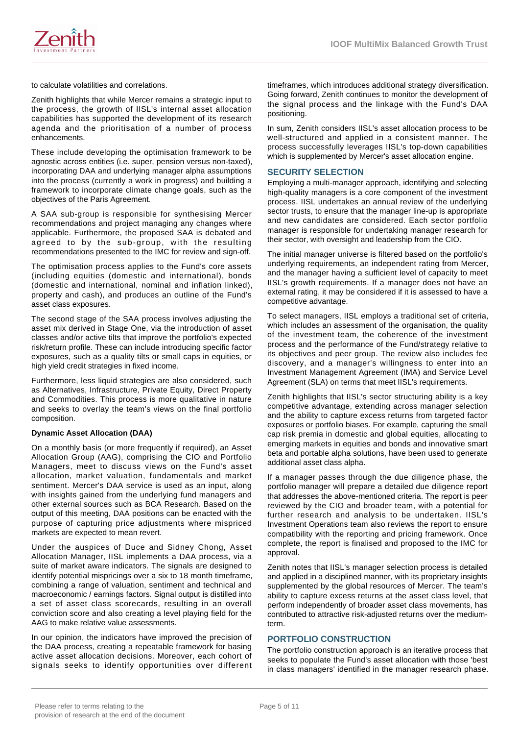to calculate volatilities and correlations.

Zenith highlights that while Mercer remains a strategic input to the process, the growth of IISL's internal asset allocation capabilities has supported the development of its research agenda and the prioritisation of a number of process enhancements.

These include developing the optimisation framework to be agnostic across entities (i.e. super, pension versus non-taxed), incorporating DAA and underlying manager alpha assumptions into the process (currently a work in progress) and building a framework to incorporate climate change goals, such as the objectives of the Paris Agreement.

A SAA sub-group is responsible for synthesising Mercer recommendations and project managing any changes where applicable. Furthermore, the proposed SAA is debated and agreed to by the sub-group, with the resulting recommendations presented to the IMC for review and sign-off.

The optimisation process applies to the Fund's core assets (including equities (domestic and international), bonds (domestic and international, nominal and inflation linked), property and cash), and produces an outline of the Fund's asset class exposures.

The second stage of the SAA process involves adjusting the asset mix derived in Stage One, via the introduction of asset classes and/or active tilts that improve the portfolio's expected risk/return profile. These can include introducing specific factor exposures, such as a quality tilts or small caps in equities, or high yield credit strategies in fixed income.

Furthermore, less liquid strategies are also considered, such as Alternatives, Infrastructure, Private Equity, Direct Property and Commodities. This process is more qualitative in nature and seeks to overlay the team's views on the final portfolio composition.

**Dynamic Asset Allocation (DAA)**

On a monthly basis (or more frequently if required), an Asset Allocation Group (AAG), comprising the CIO and Portfolio Managers, meet to discuss views on the Fund's asset allocation, market valuation, fundamentals and market sentiment. Mercer's DAA service is used as an input, along with insights gained from the underlying fund managers and other external sources such as BCA Research. Based on the output of this meeting, DAA positions can be enacted with the purpose of capturing price adjustments where mispriced markets are expected to mean revert.

Under the auspices of Duce and Sidney Chong, Asset Allocation Manager, IISL implements a DAA process, via a suite of market aware indicators. The signals are designed to identify potential mispricings over a six to 18 month timeframe, combining a range of valuation, sentiment and technical and macroeconomic / earnings factors. Signal output is distilled into a set of asset class scorecards, resulting in an overall conviction score and also creating a level playing field for the AAG to make relative value assessments.

In our opinion, the indicators have improved the precision of the DAA process, creating a repeatable framework for basing active asset allocation decisions. Moreover, each cohort of signals seeks to identify opportunities over different timeframes, which introduces additional strategy diversification. Going forward, Zenith continues to monitor the development of the signal process and the linkage with the Fund's DAA positioning.

In sum, Zenith considers IISL's asset allocation process to be well-structured and applied in a consistent manner. The process successfully leverages IISL's top-down capabilities which is supplemented by Mercer's asset allocation engine.

## SECURITY SELECTION

Employing a multi-manager approach, identifying and selecting high-quality managers is a core component of the investment process. IISL undertakes an annual review of the underlying sector trusts, to ensure that the manager line-up is appropriate and new candidates are considered. Each sector portfolio manager is responsible for undertaking manager research for their sector, with oversight and leadership from the CIO.

The initial manager universe is filtered based on the portfolio's underlying requirements, an independent rating from Mercer, and the manager having a sufficient level of capacity to meet IISL's growth requirements. If a manager does not have an external rating, it may be considered if it is assessed to have a competitive advantage.

To select managers, IISL employs a traditional set of criteria, which includes an assessment of the organisation, the quality of the investment team, the coherence of the investment process and the performance of the Fund/strategy relative to its objectives and peer group. The review also includes fee discovery, and a manager's willingness to enter into an Investment Management Agreement (IMA) and Service Level Agreement (SLA) on terms that meet IISL's requirements.

Zenith highlights that IISL's sector structuring ability is a key competitive advantage, extending across manager selection and the ability to capture excess returns from targeted factor exposures or portfolio biases. For example, capturing the small cap risk premia in domestic and global equities, allocating to emerging markets in equities and bonds and innovative smart beta and portable alpha solutions, have been used to generate additional asset class alpha.

If a manager passes through the due diligence phase, the portfolio manager will prepare a detailed due diligence report that addresses the above-mentioned criteria. The report is peer reviewed by the CIO and broader team, with a potential for further research and analysis to be undertaken. IISL's Investment Operations team also reviews the report to ensure compatibility with the reporting and pricing framework. Once complete, the report is finalised and proposed to the IMC for approval.

Zenith notes that IISL's manager selection process is detailed and applied in a disciplined manner, with its proprietary insights supplemented by the global resources of Mercer. The team's ability to capture excess returns at the asset class level, that perform independently of broader asset class movements, has contributed to attractive risk-adjusted returns over the medium-term.

## PORTFOLIO CONSTRUCTION

The portfolio construction approach is an iterative process that seeks to populate the Fund's asset allocation with those 'best in class managers' identified in the manager research phase.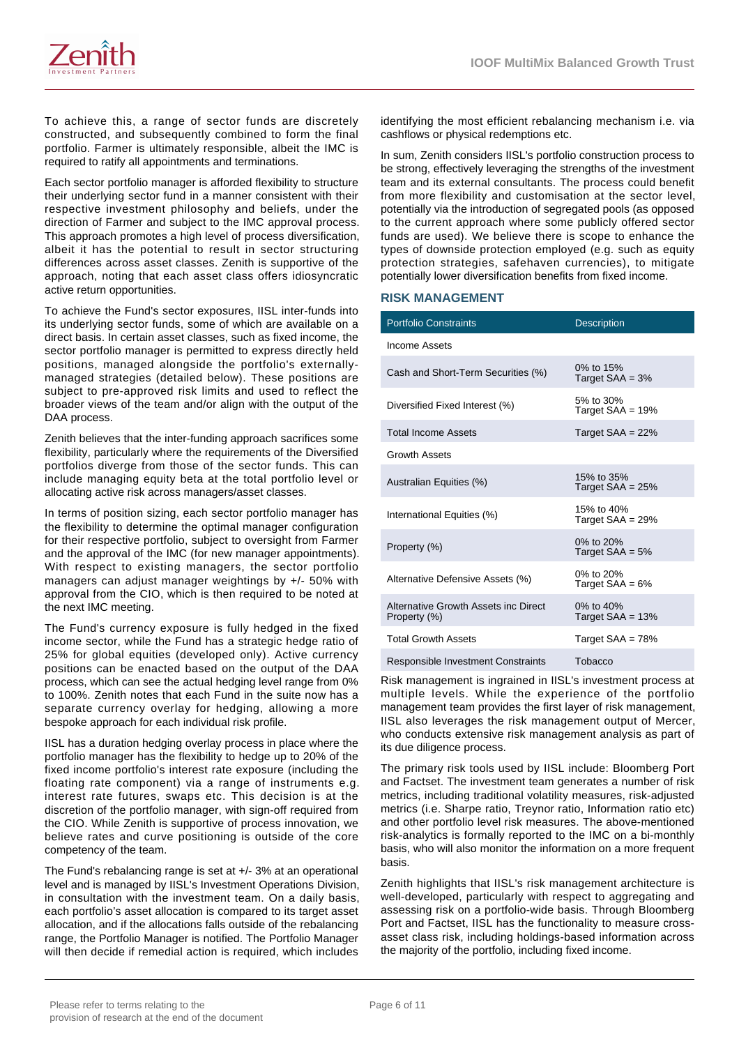To achieve this, a range of sector funds are discretely constructed, and subsequently combined to form the final portfolio. Farmer is ultimately responsible, albeit the IMC is required to ratify all appointments and terminations.

Each sector portfolio manager is afforded flexibility to structure their underlying sector fund in a manner consistent with their respective investment philosophy and beliefs, under the direction of Farmer and subject to the IMC approval process. This approach promotes a high level of process diversification, albeit it has the potential to result in sector structuring differences across asset classes. Zenith is supportive of the approach, noting that each asset class offers idiosyncratic active return opportunities.

To achieve the Fund's sector exposures, IISL inter-funds into its underlying sector funds, some of which are available on a direct basis. In certain asset classes, such as fixed income, the sector portfolio manager is permitted to express directly held positions, managed alongside the portfolio's externally-managed strategies (detailed below). These positions are subject to pre-approved risk limits and used to reflect the broader views of the team and/or align with the output of the DAA process.

Zenith believes that the inter-funding approach sacrifices some flexibility, particularly where the requirements of the Diversified portfolios diverge from those of the sector funds. This can include managing equity beta at the total portfolio level or allocating active risk across managers/asset classes.

In terms of position sizing, each sector portfolio manager has the flexibility to determine the optimal manager configuration for their respective portfolio, subject to oversight from Farmer and the approval of the IMC (for new manager appointments). With respect to existing managers, the sector portfolio managers can adjust manager weightings by +/- 50% with approval from the CIO, which is then required to be noted at the next IMC meeting.

The Fund's currency exposure is fully hedged in the fixed income sector, while the Fund has a strategic hedge ratio of 25% for global equities (developed only). Active currency positions can be enacted based on the output of the DAA process, which can see the actual hedging level range from 0% to 100%. Zenith notes that each Fund in the suite now has a separate currency overlay for hedging, allowing a more bespoke approach for each individual risk profile.

IISL has a duration hedging overlay process in place where the portfolio manager has the flexibility to hedge up to 20% of the fixed income portfolio's interest rate exposure (including the floating rate component) via a range of instruments e.g. interest rate futures, swaps etc. This decision is at the discretion of the portfolio manager, with sign-off required from the CIO. While Zenith is supportive of process innovation, we believe rates and curve positioning is outside of the core competency of the team.

The Fund's rebalancing range is set at +/- 3% at an operational level and is managed by IISL's Investment Operations Division, in consultation with the investment team. On a daily basis, each portfolio's asset allocation is compared to its target asset allocation, and if the allocations falls outside of the rebalancing range, the Portfolio Manager is notified. The Portfolio Manager will then decide if remedial action is required, which includes identifying the most efficient rebalancing mechanism i.e. via cashflows or physical redemptions etc.

In sum, Zenith considers IISL's portfolio construction process to be strong, effectively leveraging the strengths of the investment team and its external consultants. The process could benefit from more flexibility and customisation at the sector level, potentially via the introduction of segregated pools (as opposed to the current approach where some publicly offered sector funds are used). We believe there is scope to enhance the types of downside protection employed (e.g. such as equity protection strategies, safehaven currencies), to mitigate potentially lower diversification benefits from fixed income.

## RISK MANAGEMENT

| Portfolio Constraints | Description |
|---|---|
| Income Assets | |
| Cash and Short-Term Securities (%) | 0% to 15%<br>Target SAA = 3% |
| Diversified Fixed Interest (%) | 5% to 30%<br>Target SAA = 19% |
| Total Income Assets | Target SAA = 22% |
| Growth Assets | |
| Australian Equities (%) | 15% to 35%<br>Target SAA = 25% |
| International Equities (%) | 15% to 40%<br>Target SAA = 29% |
| Property (%) | 0% to 20%<br>Target SAA = 5% |
| Alternative Defensive Assets (%) | 0% to 20%<br>Target SAA = 6% |
| Alternative Growth Assets inc Direct Property (%) | 0% to 40%<br>Target SAA = 13% |
| Total Growth Assets | Target SAA = 78% |
| Responsible Investment Constraints | Tobacco |

Risk management is ingrained in IISL's investment process at multiple levels. While the experience of the portfolio management team provides the first layer of risk management, IISL also leverages the risk management output of Mercer, who conducts extensive risk management analysis as part of its due diligence process.

The primary risk tools used by IISL include: Bloomberg Port and Factset. The investment team generates a number of risk metrics, including traditional volatility measures, risk-adjusted metrics (i.e. Sharpe ratio, Treynor ratio, Information ratio etc) and other portfolio level risk measures. The above-mentioned risk-analytics is formally reported to the IMC on a bi-monthly basis, who will also monitor the information on a more frequent basis.

Zenith highlights that IISL's risk management architecture is well-developed, particularly with respect to aggregating and assessing risk on a portfolio-wide basis. Through Bloomberg Port and Factset, IISL has the functionality to measure cross-asset class risk, including holdings-based information across the majority of the portfolio, including fixed income.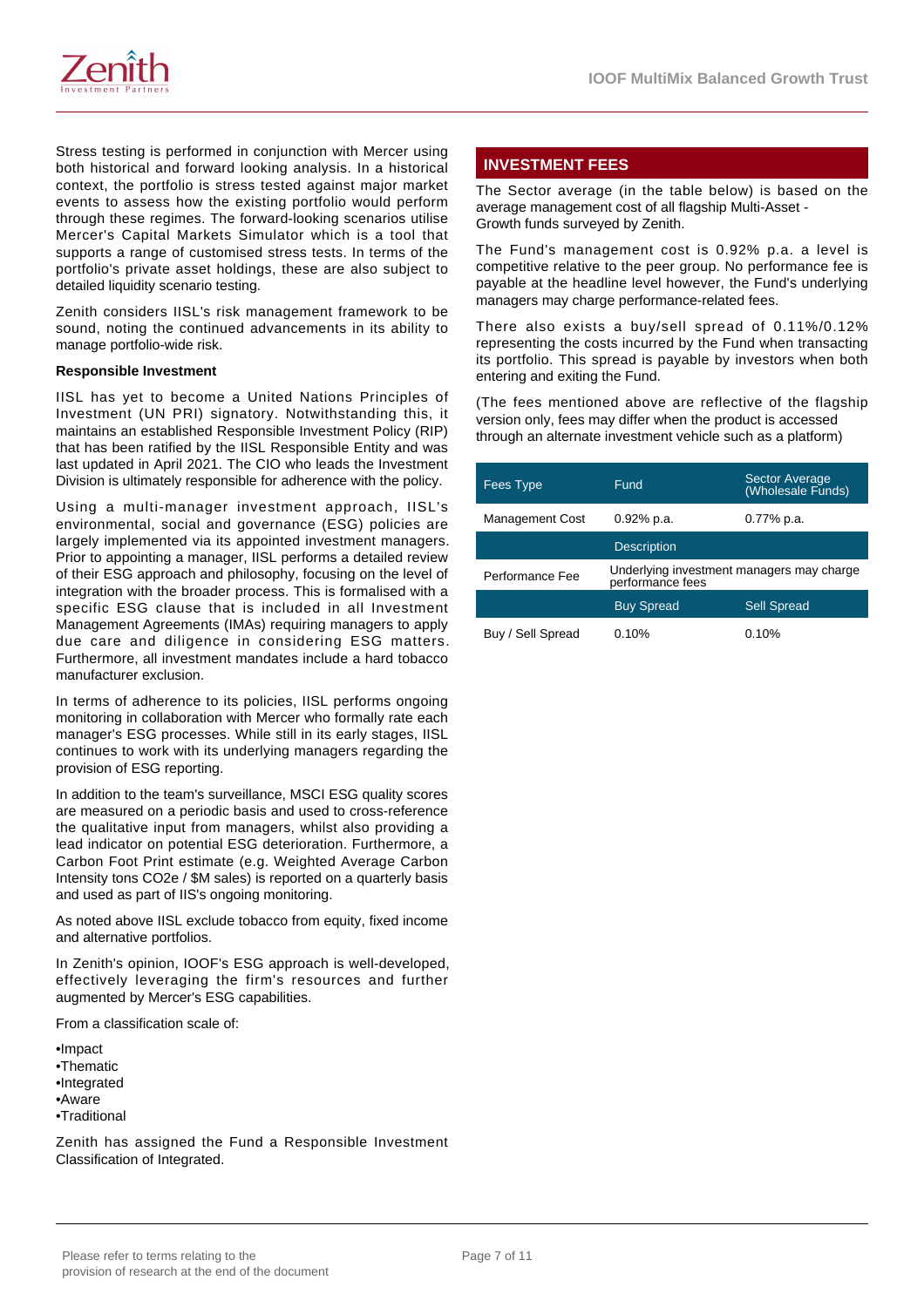Stress testing is performed in conjunction with Mercer using both historical and forward looking analysis. In a historical context, the portfolio is stress tested against major market events to assess how the existing portfolio would perform through these regimes. The forward-looking scenarios utilise Mercer's Capital Markets Simulator which is a tool that supports a range of customised stress tests. In terms of the portfolio's private asset holdings, these are also subject to detailed liquidity scenario testing.

Zenith considers IISL's risk management framework to be sound, noting the continued advancements in its ability to manage portfolio-wide risk.

**Responsible Investment**

IISL has yet to become a United Nations Principles of Investment (UN PRI) signatory. Notwithstanding this, it maintains an established Responsible Investment Policy (RIP) that has been ratified by the IISL Responsible Entity and was last updated in April 2021. The CIO who leads the Investment Division is ultimately responsible for adherence with the policy.

Using a multi-manager investment approach, IISL's environmental, social and governance (ESG) policies are largely implemented via its appointed investment managers. Prior to appointing a manager, IISL performs a detailed review of their ESG approach and philosophy, focusing on the level of integration with the broader process. This is formalised with a specific ESG clause that is included in all Investment Management Agreements (IMAs) requiring managers to apply due care and diligence in considering ESG matters. Furthermore, all investment mandates include a hard tobacco manufacturer exclusion.

In terms of adherence to its policies, IISL performs ongoing monitoring in collaboration with Mercer who formally rate each manager's ESG processes. While still in its early stages, IISL continues to work with its underlying managers regarding the provision of ESG reporting.

In addition to the team's surveillance, MSCI ESG quality scores are measured on a periodic basis and used to cross-reference the qualitative input from managers, whilst also providing a lead indicator on potential ESG deterioration. Furthermore, a Carbon Foot Print estimate (e.g. Weighted Average Carbon Intensity tons CO2e / $M sales) is reported on a quarterly basis and used as part of IIS's ongoing monitoring.

As noted above IISL exclude tobacco from equity, fixed income and alternative portfolios.

In Zenith's opinion, IOOF's ESG approach is well-developed, effectively leveraging the firm's resources and further augmented by Mercer's ESG capabilities.

From a classification scale of:

- Impact
- Thematic
- Integrated
- Aware
- Traditional

Zenith has assigned the Fund a Responsible Investment Classification of Integrated.

## INVESTMENT FEES

The Sector average (in the table below) is based on the average management cost of all flagship Multi-Asset - Growth funds surveyed by Zenith.

The Fund's management cost is 0.92% p.a. a level is competitive relative to the peer group. No performance fee is payable at the headline level however, the Fund's underlying managers may charge performance-related fees.

There also exists a buy/sell spread of 0.11%/0.12% representing the costs incurred by the Fund when transacting its portfolio. This spread is payable by investors when both entering and exiting the Fund.

(The fees mentioned above are reflective of the flagship version only, fees may differ when the product is accessed through an alternate investment vehicle such as a platform)

| Fees Type | Fund | Sector Average (Wholesale Funds) |
|---|---|---|
| Management Cost | 0.92% p.a. | 0.77% p.a. |
| | Description | |
| Performance Fee | Underlying investment managers may charge performance fees | |
| | Buy Spread | Sell Spread |
| Buy / Sell Spread | 0.10% | 0.10% |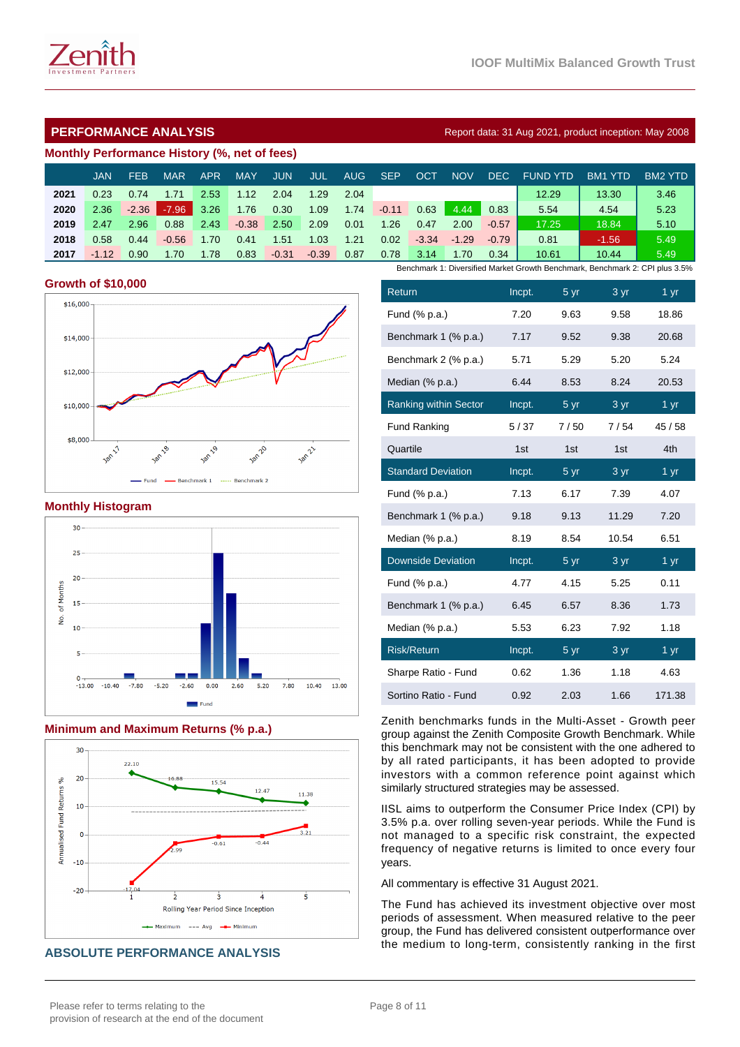## PERFORMANCE ANALYSIS

Report data: 31 Aug 2021, product inception: May 2008

### Monthly Performance History (%, net of fees)

| | JAN | FEB | MAR | APR | MAY | JUN | JUL | AUG | SEP | OCT | NOV | DEC | FUND YTD | BM1 YTD | BM2 YTD |
|---|---|---|---|---|---|---|---|---|---|---|---|---|---|---|---|
| 2021 | 0.23 | 0.74 | 1.71 | 2.53 | 1.12 | 2.04 | 1.29 | 2.04 | | | | | 12.29 | 13.30 | 3.46 |
| 2020 | 2.36 | -2.36 | -7.96 | 3.26 | 1.76 | 0.30 | 1.09 | 1.74 | -0.11 | 0.63 | 4.44 | 0.83 | 5.54 | 4.54 | 5.23 |
| 2019 | 2.47 | 2.96 | 0.88 | 2.43 | -0.38 | 2.50 | 2.09 | 0.01 | 1.26 | 0.47 | 2.00 | -0.57 | 17.25 | 18.84 | 5.10 |
| 2018 | 0.58 | 0.44 | -0.56 | 1.70 | 0.41 | 1.51 | 1.03 | 1.21 | 0.02 | -3.34 | -1.29 | -0.79 | 0.81 | -1.56 | 5.49 |
| 2017 | -1.12 | 0.90 | 1.70 | 1.78 | 0.83 | -0.31 | -0.39 | 0.87 | 0.78 | 3.14 | 1.70 | 0.34 | 10.61 | 10.44 | 5.49 |

Benchmark 1: Diversified Market Growth Benchmark, Benchmark 2: CPI plus 3.5%

### Growth of $10,000

### Monthly Histogram

### Minimum and Maximum Returns (% p.a.)

| Return | Incpt. | 5 yr | 3 yr | 1 yr |
|---|---|---|---|---|
| Fund (% p.a.) | 7.20 | 9.63 | 9.58 | 18.86 |
| Benchmark 1 (% p.a.) | 7.17 | 9.52 | 9.38 | 20.68 |
| Benchmark 2 (% p.a.) | 5.71 | 5.29 | 5.20 | 5.24 |
| Median (% p.a.) | 6.44 | 8.53 | 8.24 | 20.53 |
| **Ranking within Sector** | **Incpt.** | **5 yr** | **3 yr** | **1 yr** |
| Fund Ranking | 5 / 37 | 7 / 50 | 7 / 54 | 45 / 58 |
| Quartile | 1st | 1st | 1st | 4th |
| **Standard Deviation** | **Incpt.** | **5 yr** | **3 yr** | **1 yr** |
| Fund (% p.a.) | 7.13 | 6.17 | 7.39 | 4.07 |
| Benchmark 1 (% p.a.) | 9.18 | 9.13 | 11.29 | 7.20 |
| Median (% p.a.) | 8.19 | 8.54 | 10.54 | 6.51 |
| **Downside Deviation** | **Incpt.** | **5 yr** | **3 yr** | **1 yr** |
| Fund (% p.a.) | 4.77 | 4.15 | 5.25 | 0.11 |
| Benchmark 1 (% p.a.) | 6.45 | 6.57 | 8.36 | 1.73 |
| Median (% p.a.) | 5.53 | 6.23 | 7.92 | 1.18 |
| **Risk/Return** | **Incpt.** | **5 yr** | **3 yr** | **1 yr** |
| Sharpe Ratio - Fund | 0.62 | 1.36 | 1.18 | 4.63 |
| Sortino Ratio - Fund | 0.92 | 2.03 | 1.66 | 171.38 |

Zenith benchmarks funds in the Multi-Asset - Growth peer group against the Zenith Composite Growth Benchmark. While this benchmark may not be consistent with the one adhered to by all rated participants, it has been adopted to provide investors with a common reference point against which similarly structured strategies may be assessed.

IISL aims to outperform the Consumer Price Index (CPI) by 3.5% p.a. over rolling seven-year periods. While the Fund is not managed to a specific risk constraint, the expected frequency of negative returns is limited to once every four years.

All commentary is effective 31 August 2021.

## ABSOLUTE PERFORMANCE ANALYSIS

The Fund has achieved its investment objective over most periods of assessment. When measured relative to the peer group, the Fund has delivered consistent outperformance over the medium to long-term, consistently ranking in the first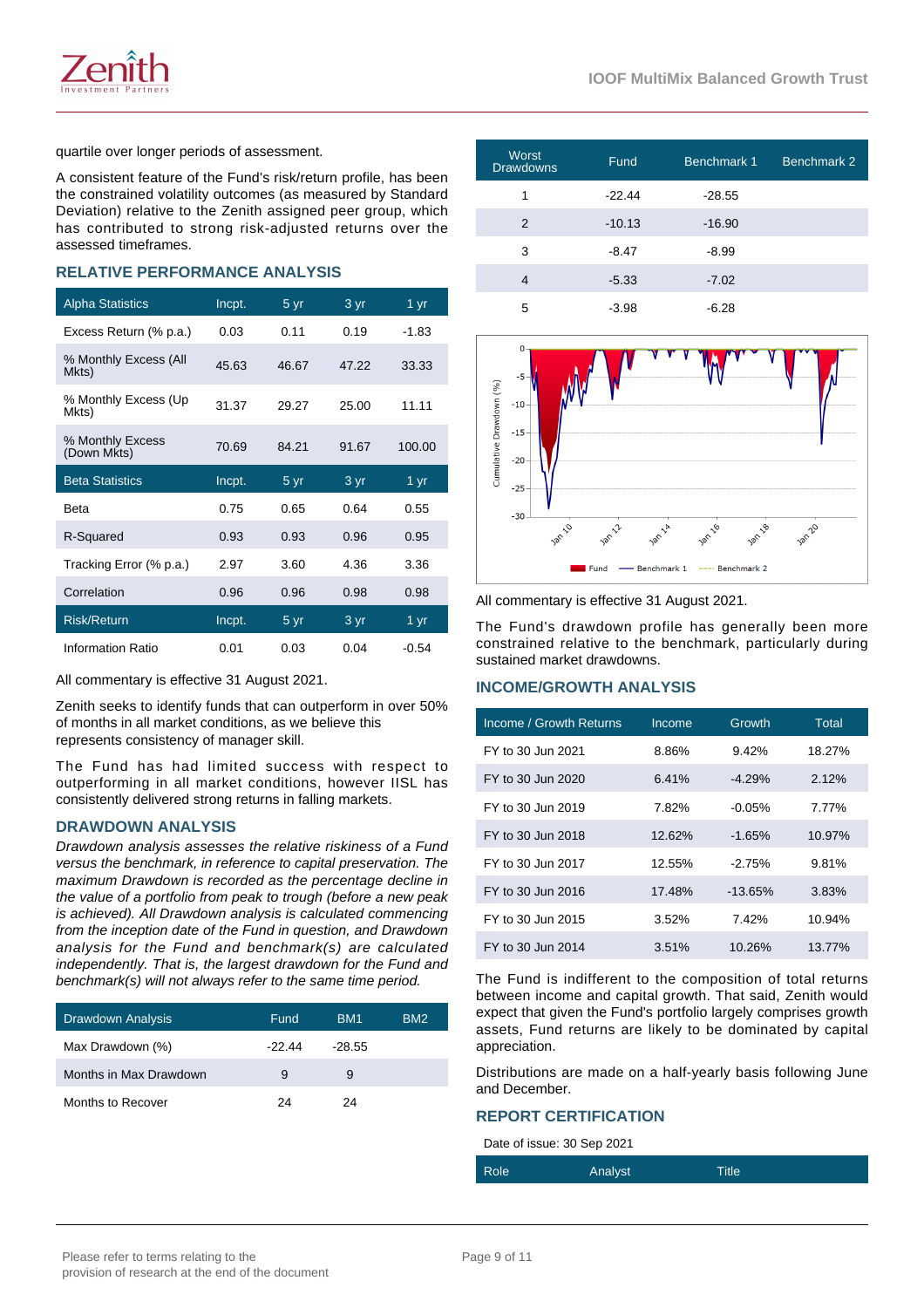quartile over longer periods of assessment.

A consistent feature of the Fund's risk/return profile, has been the constrained volatility outcomes (as measured by Standard Deviation) relative to the Zenith assigned peer group, which has contributed to strong risk-adjusted returns over the assessed timeframes.

## RELATIVE PERFORMANCE ANALYSIS

| Alpha Statistics | Incpt. | 5 yr | 3 yr | 1 yr |
|---|---|---|---|---|
| Excess Return (% p.a.) | 0.03 | 0.11 | 0.19 | -1.83 |
| % Monthly Excess (All Mkts) | 45.63 | 46.67 | 47.22 | 33.33 |
| % Monthly Excess (Up Mkts) | 31.37 | 29.27 | 25.00 | 11.11 |
| % Monthly Excess (Down Mkts) | 70.69 | 84.21 | 91.67 | 100.00 |
| **Beta Statistics** | **Incpt.** | **5 yr** | **3 yr** | **1 yr** |
| Beta | 0.75 | 0.65 | 0.64 | 0.55 |
| R-Squared | 0.93 | 0.93 | 0.96 | 0.95 |
| Tracking Error (% p.a.) | 2.97 | 3.60 | 4.36 | 3.36 |
| Correlation | 0.96 | 0.96 | 0.98 | 0.98 |
| **Risk/Return** | **Incpt.** | **5 yr** | **3 yr** | **1 yr** |
| Information Ratio | 0.01 | 0.03 | 0.04 | -0.54 |

All commentary is effective 31 August 2021.

Zenith seeks to identify funds that can outperform in over 50% of months in all market conditions, as we believe this represents consistency of manager skill.

The Fund has had limited success with respect to outperforming in all market conditions, however IISL has consistently delivered strong returns in falling markets.

## DRAWDOWN ANALYSIS

*Drawdown analysis assesses the relative riskiness of a Fund versus the benchmark, in reference to capital preservation. The maximum Drawdown is recorded as the percentage decline in the value of a portfolio from peak to trough (before a new peak is achieved). All Drawdown analysis is calculated commencing from the inception date of the Fund in question, and Drawdown analysis for the Fund and benchmark(s) are calculated independently. That is, the largest drawdown for the Fund and benchmark(s) will not always refer to the same time period.*

| Drawdown Analysis | Fund | BM1 | BM2 |
|---|---|---|---|
| Max Drawdown (%) | -22.44 | -28.55 | |
| Months in Max Drawdown | 9 | 9 | |
| Months to Recover | 24 | 24 | |

| Worst Drawdowns | Fund | Benchmark 1 | Benchmark 2 |
|---|---|---|---|
| 1 | -22.44 | -28.55 | |
| 2 | -10.13 | -16.90 | |
| 3 | -8.47 | -8.99 | |
| 4 | -5.33 | -7.02 | |
| 5 | -3.98 | -6.28 | |

All commentary is effective 31 August 2021.

The Fund's drawdown profile has generally been more constrained relative to the benchmark, particularly during sustained market drawdowns.

## INCOME/GROWTH ANALYSIS

| Income / Growth Returns | Income | Growth | Total |
|---|---|---|---|
| FY to 30 Jun 2021 | 8.86% | 9.42% | 18.27% |
| FY to 30 Jun 2020 | 6.41% | -4.29% | 2.12% |
| FY to 30 Jun 2019 | 7.82% | -0.05% | 7.77% |
| FY to 30 Jun 2018 | 12.62% | -1.65% | 10.97% |
| FY to 30 Jun 2017 | 12.55% | -2.75% | 9.81% |
| FY to 30 Jun 2016 | 17.48% | -13.65% | 3.83% |
| FY to 30 Jun 2015 | 3.52% | 7.42% | 10.94% |
| FY to 30 Jun 2014 | 3.51% | 10.26% | 13.77% |

The Fund is indifferent to the composition of total returns between income and capital growth. That said, Zenith would expect that given the Fund's portfolio largely comprises growth assets, Fund returns are likely to be dominated by capital appreciation.

Distributions are made on a half-yearly basis following June and December.

## REPORT CERTIFICATION

Date of issue: 30 Sep 2021

| Role | Analyst | Title |
|---|---|---|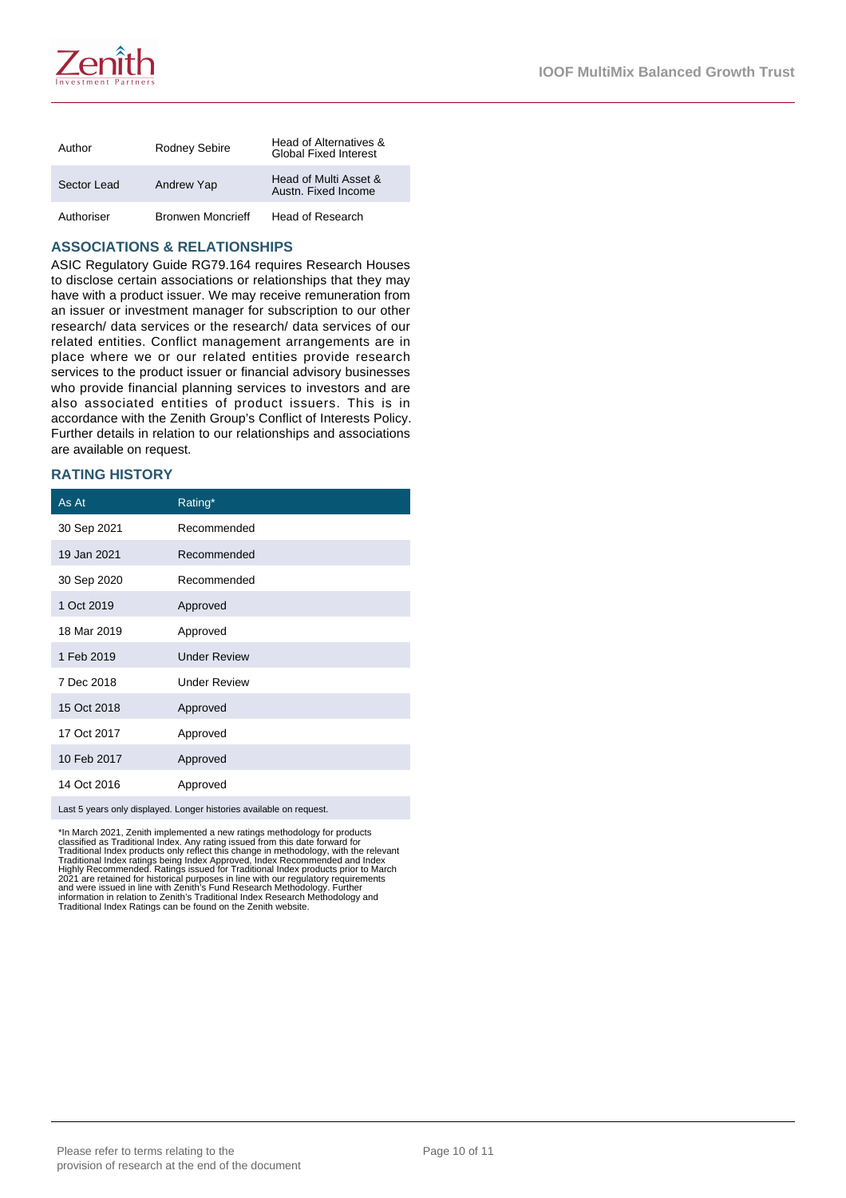| Author | Rodney Sebire | Head of Alternatives & Global Fixed Interest |
|---|---|---|
| Sector Lead | Andrew Yap | Head of Multi Asset & Austn. Fixed Income |
| Authoriser | Bronwen Moncrieff | Head of Research |

## ASSOCIATIONS & RELATIONSHIPS

ASIC Regulatory Guide RG79.164 requires Research Houses to disclose certain associations or relationships that they may have with a product issuer. We may receive remuneration from an issuer or investment manager for subscription to our other research/ data services or the research/ data services of our related entities. Conflict management arrangements are in place where we or our related entities provide research services to the product issuer or financial advisory businesses who provide financial planning services to investors and are also associated entities of product issuers. This is in accordance with the Zenith Group's Conflict of Interests Policy. Further details in relation to our relationships and associations are available on request.

## RATING HISTORY

| As At | Rating* |
|---|---|
| 30 Sep 2021 | Recommended |
| 19 Jan 2021 | Recommended |
| 30 Sep 2020 | Recommended |
| 1 Oct 2019 | Approved |
| 18 Mar 2019 | Approved |
| 1 Feb 2019 | Under Review |
| 7 Dec 2018 | Under Review |
| 15 Oct 2018 | Approved |
| 17 Oct 2017 | Approved |
| 10 Feb 2017 | Approved |
| 14 Oct 2016 | Approved |

Last 5 years only displayed. Longer histories available on request.

*In March 2021, Zenith implemented a new ratings methodology for products classified as Traditional Index. Any rating issued from this date forward for Traditional Index products only reflect this change in methodology, with the relevant Traditional Index ratings being Index Approved, Index Recommended and Index Highly Recommended. Ratings issued for Traditional Index products prior to March 2021 are retained for historical purposes in line with our regulatory requirements and were issued in line with Zenith's Fund Research Methodology. Further information in relation to Zenith's Traditional Index Research Methodology and Traditional Index Ratings can be found on the Zenith website.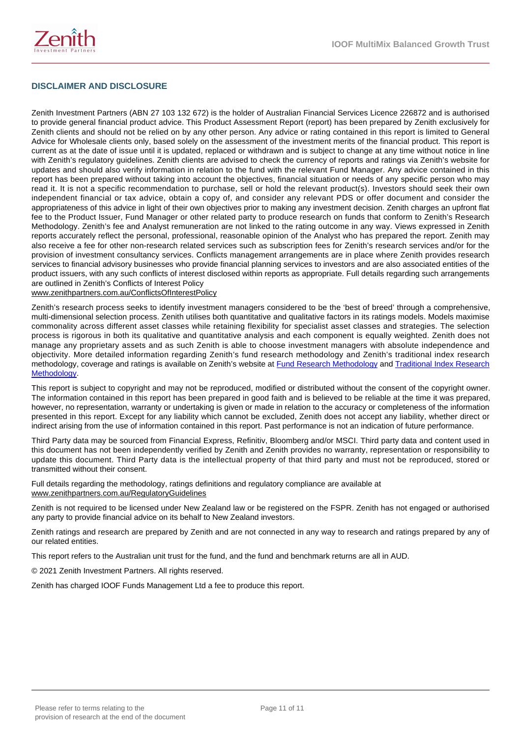## DISCLAIMER AND DISCLOSURE

Zenith Investment Partners (ABN 27 103 132 672) is the holder of Australian Financial Services Licence 226872 and is authorised to provide general financial product advice. This Product Assessment Report (report) has been prepared by Zenith exclusively for Zenith clients and should not be relied on by any other person. Any advice or rating contained in this report is limited to General Advice for Wholesale clients only, based solely on the assessment of the investment merits of the financial product. This report is current as at the date of issue until it is updated, replaced or withdrawn and is subject to change at any time without notice in line with Zenith's regulatory guidelines. Zenith clients are advised to check the currency of reports and ratings via Zenith's website for updates and should also verify information in relation to the fund with the relevant Fund Manager. Any advice contained in this report has been prepared without taking into account the objectives, financial situation or needs of any specific person who may read it. It is not a specific recommendation to purchase, sell or hold the relevant product(s). Investors should seek their own independent financial or tax advice, obtain a copy of, and consider any relevant PDS or offer document and consider the appropriateness of this advice in light of their own objectives prior to making any investment decision. Zenith charges an upfront flat fee to the Product Issuer, Fund Manager or other related party to produce research on funds that conform to Zenith's Research Methodology. Zenith's fee and Analyst remuneration are not linked to the rating outcome in any way. Views expressed in Zenith reports accurately reflect the personal, professional, reasonable opinion of the Analyst who has prepared the report. Zenith may also receive a fee for other non-research related services such as subscription fees for Zenith's research services and/or for the provision of investment consultancy services. Conflicts management arrangements are in place where Zenith provides research services to financial advisory businesses who provide financial planning services to investors and are also associated entities of the product issuers, with any such conflicts of interest disclosed within reports as appropriate. Full details regarding such arrangements are outlined in Zenith's Conflicts of Interest Policy
www.zenithpartners.com.au/ConflictsOfInterestPolicy

Zenith's research process seeks to identify investment managers considered to be the 'best of breed' through a comprehensive, multi-dimensional selection process. Zenith utilises both quantitative and qualitative factors in its ratings models. Models maximise commonality across different asset classes while retaining flexibility for specialist asset classes and strategies. The selection process is rigorous in both its qualitative and quantitative analysis and each component is equally weighted. Zenith does not manage any proprietary assets and as such Zenith is able to choose investment managers with absolute independence and objectivity. More detailed information regarding Zenith's fund research methodology and Zenith's traditional index research methodology, coverage and ratings is available on Zenith's website at Fund Research Methodology and Traditional Index Research Methodology.

This report is subject to copyright and may not be reproduced, modified or distributed without the consent of the copyright owner. The information contained in this report has been prepared in good faith and is believed to be reliable at the time it was prepared, however, no representation, warranty or undertaking is given or made in relation to the accuracy or completeness of the information presented in this report. Except for any liability which cannot be excluded, Zenith does not accept any liability, whether direct or indirect arising from the use of information contained in this report. Past performance is not an indication of future performance.

Third Party data may be sourced from Financial Express, Refinitiv, Bloomberg and/or MSCI. Third party data and content used in this document has not been independently verified by Zenith and Zenith provides no warranty, representation or responsibility to update this document. Third Party data is the intellectual property of that third party and must not be reproduced, stored or transmitted without their consent.

Full details regarding the methodology, ratings definitions and regulatory compliance are available at
www.zenithpartners.com.au/RegulatoryGuidelines

Zenith is not required to be licensed under New Zealand law or be registered on the FSPR. Zenith has not engaged or authorised any party to provide financial advice on its behalf to New Zealand investors.

Zenith ratings and research are prepared by Zenith and are not connected in any way to research and ratings prepared by any of our related entities.

This report refers to the Australian unit trust for the fund, and the fund and benchmark returns are all in AUD.

© 2021 Zenith Investment Partners. All rights reserved.

Zenith has charged IOOF Funds Management Ltd a fee to produce this report.